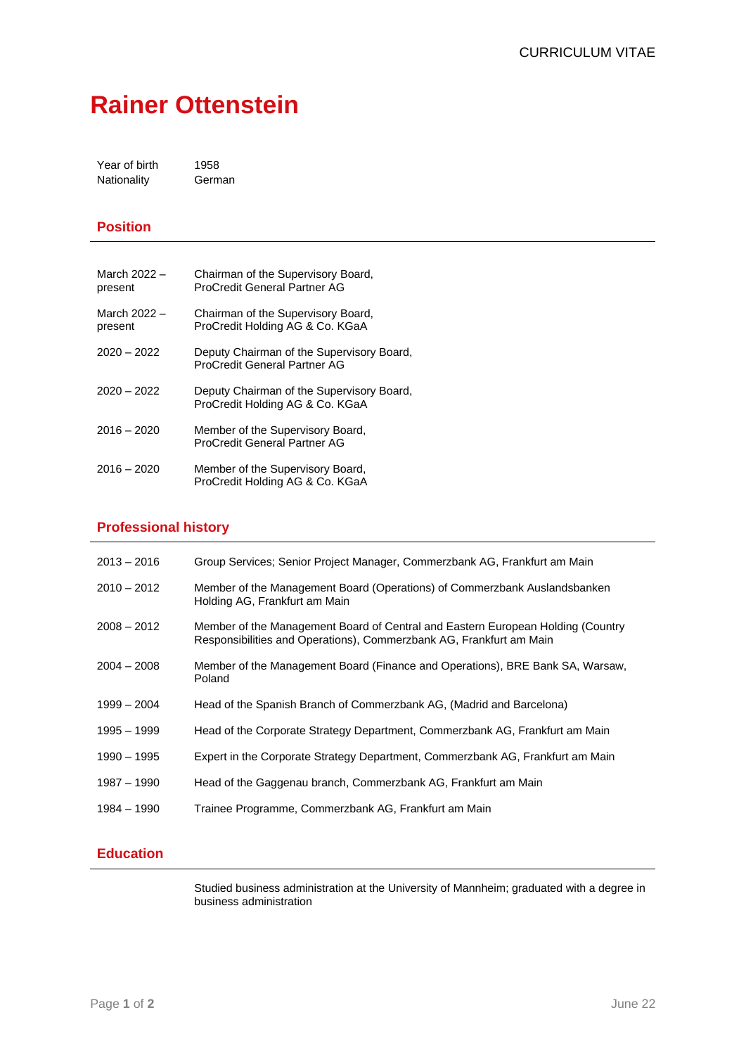# Rainer Ottenstein

| | |
|---|---|
| Year of birth | 1958 |
| Nationality | German |

## Position

| | |
|---|---|
| March 2022 – present | Chairman of the Supervisory Board, ProCredit General Partner AG |
| March 2022 – present | Chairman of the Supervisory Board, ProCredit Holding AG & Co. KGaA |
| 2020 – 2022 | Deputy Chairman of the Supervisory Board, ProCredit General Partner AG |
| 2020 – 2022 | Deputy Chairman of the Supervisory Board, ProCredit Holding AG & Co. KGaA |
| 2016 – 2020 | Member of the Supervisory Board, ProCredit General Partner AG |
| 2016 – 2020 | Member of the Supervisory Board, ProCredit Holding AG & Co. KGaA |

## Professional history

| | |
|---|---|
| 2013 – 2016 | Group Services; Senior Project Manager, Commerzbank AG, Frankfurt am Main |
| 2010 – 2012 | Member of the Management Board (Operations) of Commerzbank Auslandsbanken Holding AG, Frankfurt am Main |
| 2008 – 2012 | Member of the Management Board of Central and Eastern European Holding (Country Responsibilities and Operations), Commerzbank AG, Frankfurt am Main |
| 2004 – 2008 | Member of the Management Board (Finance and Operations), BRE Bank SA, Warsaw, Poland |
| 1999 – 2004 | Head of the Spanish Branch of Commerzbank AG, (Madrid and Barcelona) |
| 1995 – 1999 | Head of the Corporate Strategy Department, Commerzbank AG, Frankfurt am Main |
| 1990 – 1995 | Expert in the Corporate Strategy Department, Commerzbank AG, Frankfurt am Main |
| 1987 – 1990 | Head of the Gaggenau branch, Commerzbank AG, Frankfurt am Main |
| 1984 – 1990 | Trainee Programme, Commerzbank AG, Frankfurt am Main |

## Education

Studied business administration at the University of Mannheim; graduated with a degree in business administration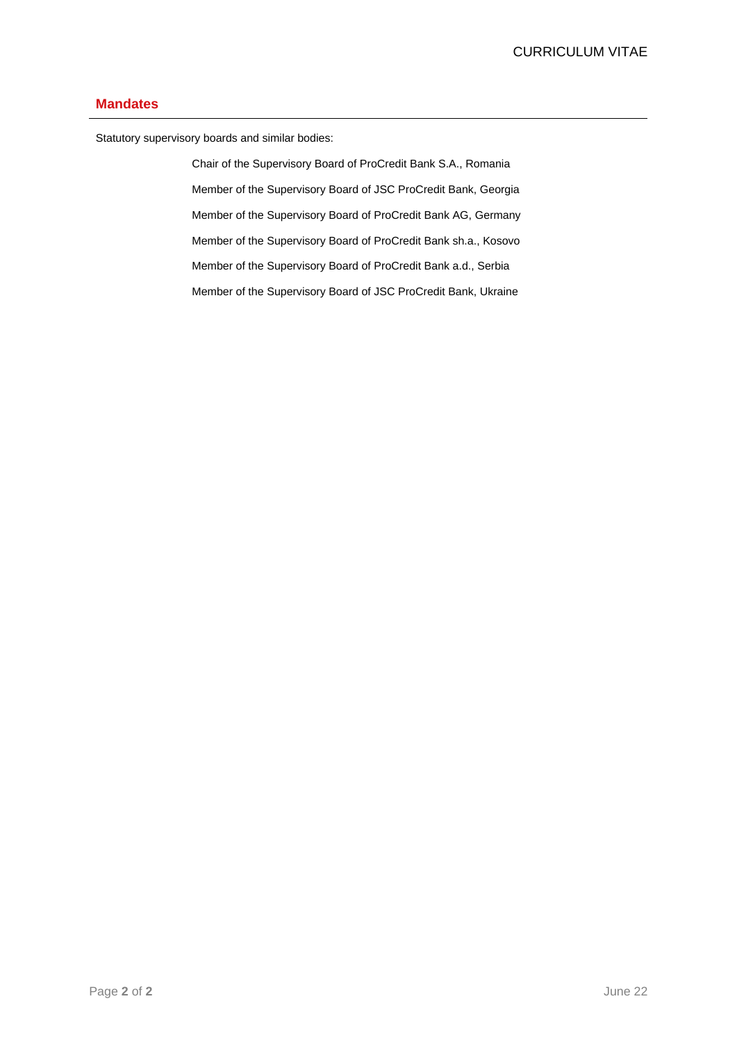## Mandates

Statutory supervisory boards and similar bodies:

Chair of the Supervisory Board of ProCredit Bank S.A., Romania

Member of the Supervisory Board of JSC ProCredit Bank, Georgia

Member of the Supervisory Board of ProCredit Bank AG, Germany

Member of the Supervisory Board of ProCredit Bank sh.a., Kosovo

Member of the Supervisory Board of ProCredit Bank a.d., Serbia

Member of the Supervisory Board of JSC ProCredit Bank, Ukraine